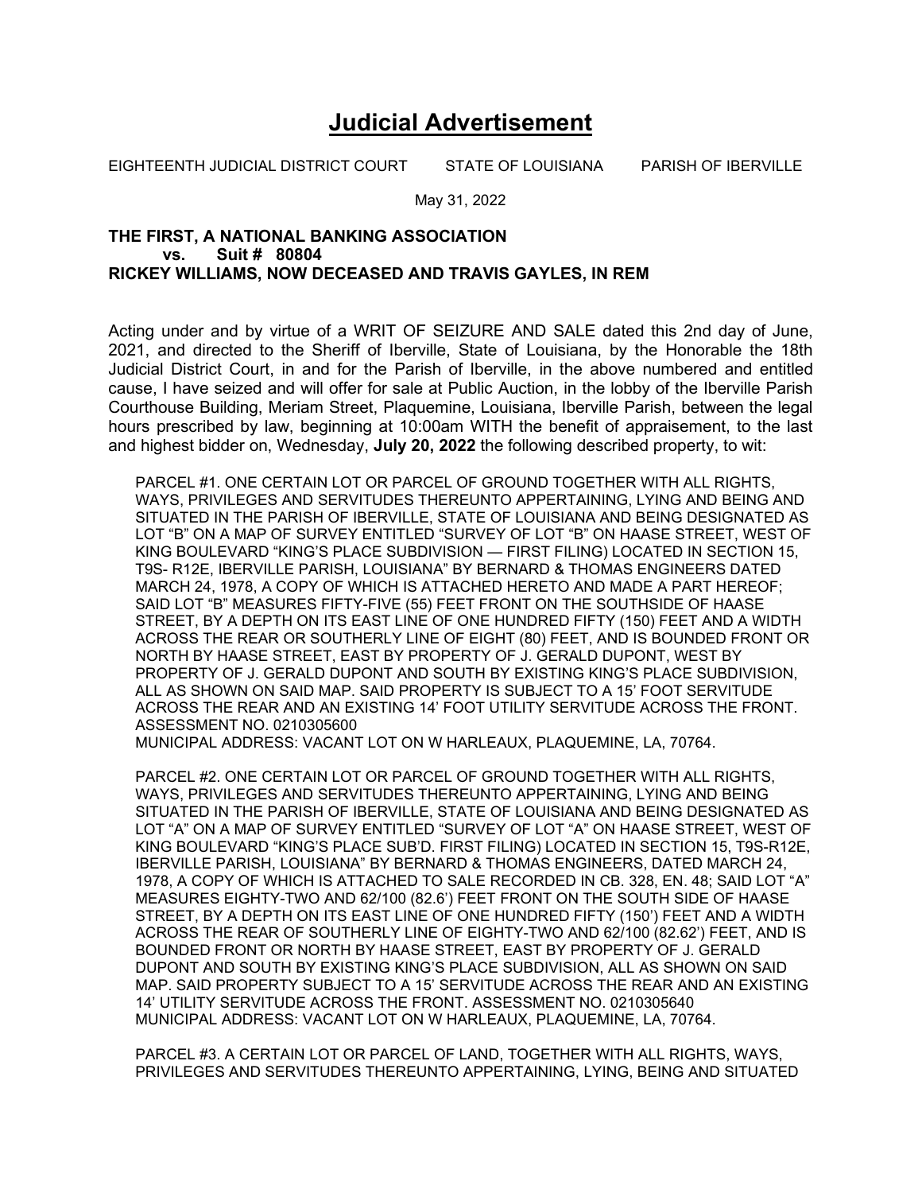# Judicial Advertisement

EIGHTEENTH JUDICIAL DISTRICT COURT STATE OF LOUISIANA PARISH OF IBERVILLE

May 31, 2022

**THE FIRST, A NATIONAL BANKING ASSOCIATION**
**vs. Suit # 80804**
**RICKEY WILLIAMS, NOW DECEASED AND TRAVIS GAYLES, IN REM**

Acting under and by virtue of a WRIT OF SEIZURE AND SALE dated this 2nd day of June, 2021, and directed to the Sheriff of Iberville, State of Louisiana, by the Honorable the 18th Judicial District Court, in and for the Parish of Iberville, in the above numbered and entitled cause, I have seized and will offer for sale at Public Auction, in the lobby of the Iberville Parish Courthouse Building, Meriam Street, Plaquemine, Louisiana, Iberville Parish, between the legal hours prescribed by law, beginning at 10:00am WITH the benefit of appraisement, to the last and highest bidder on, Wednesday, **July 20, 2022** the following described property, to wit:

PARCEL #1. ONE CERTAIN LOT OR PARCEL OF GROUND TOGETHER WITH ALL RIGHTS, WAYS, PRIVILEGES AND SERVITUDES THEREUNTO APPERTAINING, LYING AND BEING AND SITUATED IN THE PARISH OF IBERVILLE, STATE OF LOUISIANA AND BEING DESIGNATED AS LOT "B" ON A MAP OF SURVEY ENTITLED "SURVEY OF LOT "B" ON HAASE STREET, WEST OF KING BOULEVARD "KING'S PLACE SUBDIVISION — FIRST FILING) LOCATED IN SECTION 15, T9S- R12E, IBERVILLE PARISH, LOUISIANA" BY BERNARD & THOMAS ENGINEERS DATED MARCH 24, 1978, A COPY OF WHICH IS ATTACHED HERETO AND MADE A PART HEREOF; SAID LOT "B" MEASURES FIFTY-FIVE (55) FEET FRONT ON THE SOUTHSIDE OF HAASE STREET, BY A DEPTH ON ITS EAST LINE OF ONE HUNDRED FIFTY (150) FEET AND A WIDTH ACROSS THE REAR OR SOUTHERLY LINE OF EIGHT (80) FEET, AND IS BOUNDED FRONT OR NORTH BY HAASE STREET, EAST BY PROPERTY OF J. GERALD DUPONT, WEST BY PROPERTY OF J. GERALD DUPONT AND SOUTH BY EXISTING KING'S PLACE SUBDIVISION, ALL AS SHOWN ON SAID MAP. SAID PROPERTY IS SUBJECT TO A 15' FOOT SERVITUDE ACROSS THE REAR AND AN EXISTING 14' FOOT UTILITY SERVITUDE ACROSS THE FRONT. ASSESSMENT NO. 0210305600
MUNICIPAL ADDRESS: VACANT LOT ON W HARLEAUX, PLAQUEMINE, LA, 70764.

PARCEL #2. ONE CERTAIN LOT OR PARCEL OF GROUND TOGETHER WITH ALL RIGHTS, WAYS, PRIVILEGES AND SERVITUDES THEREUNTO APPERTAINING, LYING AND BEING SITUATED IN THE PARISH OF IBERVILLE, STATE OF LOUISIANA AND BEING DESIGNATED AS LOT "A" ON A MAP OF SURVEY ENTITLED "SURVEY OF LOT "A" ON HAASE STREET, WEST OF KING BOULEVARD "KING'S PLACE SUB'D. FIRST FILING) LOCATED IN SECTION 15, T9S-R12E, IBERVILLE PARISH, LOUISIANA" BY BERNARD & THOMAS ENGINEERS, DATED MARCH 24, 1978, A COPY OF WHICH IS ATTACHED TO SALE RECORDED IN CB. 328, EN. 48; SAID LOT "A" MEASURES EIGHTY-TWO AND 62/100 (82.6') FEET FRONT ON THE SOUTH SIDE OF HAASE STREET, BY A DEPTH ON ITS EAST LINE OF ONE HUNDRED FIFTY (150') FEET AND A WIDTH ACROSS THE REAR OF SOUTHERLY LINE OF EIGHTY-TWO AND 62/100 (82.62') FEET, AND IS BOUNDED FRONT OR NORTH BY HAASE STREET, EAST BY PROPERTY OF J. GERALD DUPONT AND SOUTH BY EXISTING KING'S PLACE SUBDIVISION, ALL AS SHOWN ON SAID MAP. SAID PROPERTY SUBJECT TO A 15' SERVITUDE ACROSS THE REAR AND AN EXISTING 14' UTILITY SERVITUDE ACROSS THE FRONT. ASSESSMENT NO. 0210305640
MUNICIPAL ADDRESS: VACANT LOT ON W HARLEAUX, PLAQUEMINE, LA, 70764.

PARCEL #3. A CERTAIN LOT OR PARCEL OF LAND, TOGETHER WITH ALL RIGHTS, WAYS, PRIVILEGES AND SERVITUDES THEREUNTO APPERTAINING, LYING, BEING AND SITUATED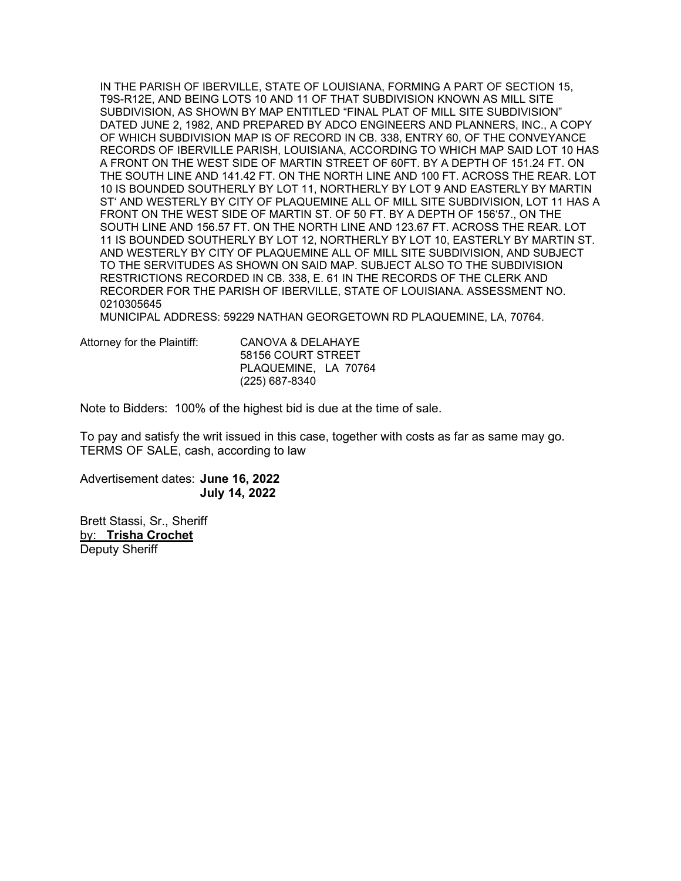IN THE PARISH OF IBERVILLE, STATE OF LOUISIANA, FORMING A PART OF SECTION 15, T9S-R12E, AND BEING LOTS 10 AND 11 OF THAT SUBDIVISION KNOWN AS MILL SITE SUBDIVISION, AS SHOWN BY MAP ENTITLED "FINAL PLAT OF MILL SITE SUBDIVISION" DATED JUNE 2, 1982, AND PREPARED BY ADCO ENGINEERS AND PLANNERS, INC., A COPY OF WHICH SUBDIVISION MAP IS OF RECORD IN CB. 338, ENTRY 60, OF THE CONVEYANCE RECORDS OF IBERVILLE PARISH, LOUISIANA, ACCORDING TO WHICH MAP SAID LOT 10 HAS A FRONT ON THE WEST SIDE OF MARTIN STREET OF 60FT. BY A DEPTH OF 151.24 FT. ON THE SOUTH LINE AND 141.42 FT. ON THE NORTH LINE AND 100 FT. ACROSS THE REAR. LOT 10 IS BOUNDED SOUTHERLY BY LOT 11, NORTHERLY BY LOT 9 AND EASTERLY BY MARTIN ST' AND WESTERLY BY CITY OF PLAQUEMINE ALL OF MILL SITE SUBDIVISION, LOT 11 HAS A FRONT ON THE WEST SIDE OF MARTIN ST. OF 50 FT. BY A DEPTH OF 156'57., ON THE SOUTH LINE AND 156.57 FT. ON THE NORTH LINE AND 123.67 FT. ACROSS THE REAR. LOT 11 IS BOUNDED SOUTHERLY BY LOT 12, NORTHERLY BY LOT 10, EASTERLY BY MARTIN ST. AND WESTERLY BY CITY OF PLAQUEMINE ALL OF MILL SITE SUBDIVISION, AND SUBJECT TO THE SERVITUDES AS SHOWN ON SAID MAP. SUBJECT ALSO TO THE SUBDIVISION RESTRICTIONS RECORDED IN CB. 338, E. 61 IN THE RECORDS OF THE CLERK AND RECORDER FOR THE PARISH OF IBERVILLE, STATE OF LOUISIANA. ASSESSMENT NO. 0210305645
MUNICIPAL ADDRESS: 59229 NATHAN GEORGETOWN RD PLAQUEMINE, LA, 70764.

Attorney for the Plaintiff: CANOVA & DELAHAYE
58156 COURT STREET
PLAQUEMINE, LA 70764
(225) 687-8340

Note to Bidders: 100% of the highest bid is due at the time of sale.

To pay and satisfy the writ issued in this case, together with costs as far as same may go.
TERMS OF SALE, cash, according to law

Advertisement dates: **June 16, 2022**
**July 14, 2022**

Brett Stassi, Sr., Sheriff
by: **Trisha Crochet**
Deputy Sheriff